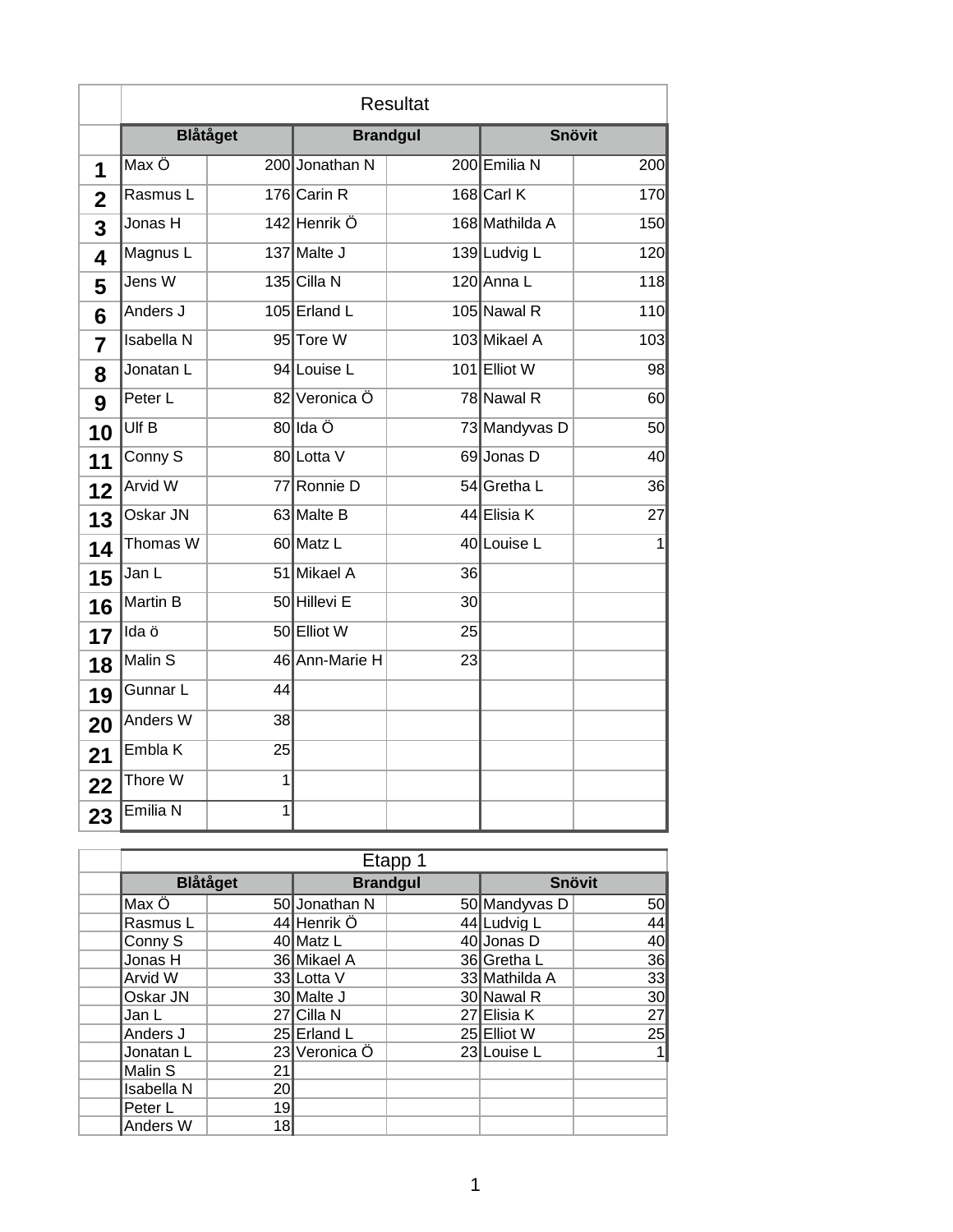## Resultat

| | Blåtåget | | Brandgul | | Snövit | |
|---|---|---|---|---|---|---|
| **1** | Max Ö | 200 | Jonathan N | 200 | Emilia N | 200 |
| **2** | Rasmus L | 176 | Carin R | 168 | Carl K | 170 |
| **3** | Jonas H | 142 | Henrik Ö | 168 | Mathilda A | 150 |
| **4** | Magnus L | 137 | Malte J | 139 | Ludvig L | 120 |
| **5** | Jens W | 135 | Cilla N | 120 | Anna L | 118 |
| **6** | Anders J | 105 | Erland L | 105 | Nawal R | 110 |
| **7** | Isabella N | 95 | Tore W | 103 | Mikael A | 103 |
| **8** | Jonatan L | 94 | Louise L | 101 | Elliot W | 98 |
| **9** | Peter L | 82 | Veronica Ö | 78 | Nawal R | 60 |
| **10** | Ulf B | 80 | Ida Ö | 73 | Mandyvas D | 50 |
| **11** | Conny S | 80 | Lotta V | 69 | Jonas D | 40 |
| **12** | Arvid W | 77 | Ronnie D | 54 | Gretha L | 36 |
| **13** | Oskar JN | 63 | Malte B | 44 | Elisia K | 27 |
| **14** | Thomas W | 60 | Matz L | 40 | Louise L | 1 |
| **15** | Jan L | 51 | Mikael A | 36 | | |
| **16** | Martin B | 50 | Hillevi E | 30 | | |
| **17** | Ida ö | 50 | Elliot W | 25 | | |
| **18** | Malin S | 46 | Ann-Marie H | 23 | | |
| **19** | Gunnar L | 44 | | | | |
| **20** | Anders W | 38 | | | | |
| **21** | Embla K | 25 | | | | |
| **22** | Thore W | 1 | | | | |
| **23** | Emilia N | 1 | | | | |

## Etapp 1

| Blåtåget | | Brandgul | | Snövit | |
|---|---|---|---|---|---|
| Max Ö | 50 | Jonathan N | 50 | Mandyvas D | 50 |
| Rasmus L | 44 | Henrik Ö | 44 | Ludvig L | 44 |
| Conny S | 40 | Matz L | 40 | Jonas D | 40 |
| Jonas H | 36 | Mikael A | 36 | Gretha L | 36 |
| Arvid W | 33 | Lotta V | 33 | Mathilda A | 33 |
| Oskar JN | 30 | Malte J | 30 | Nawal R | 30 |
| Jan L | 27 | Cilla N | 27 | Elisia K | 27 |
| Anders J | 25 | Erland L | 25 | Elliot W | 25 |
| Jonatan L | 23 | Veronica Ö | 23 | Louise L | 1 |
| Malin S | 21 | | | | |
| Isabella N | 20 | | | | |
| Peter L | 19 | | | | |
| Anders W | 18 | | | | |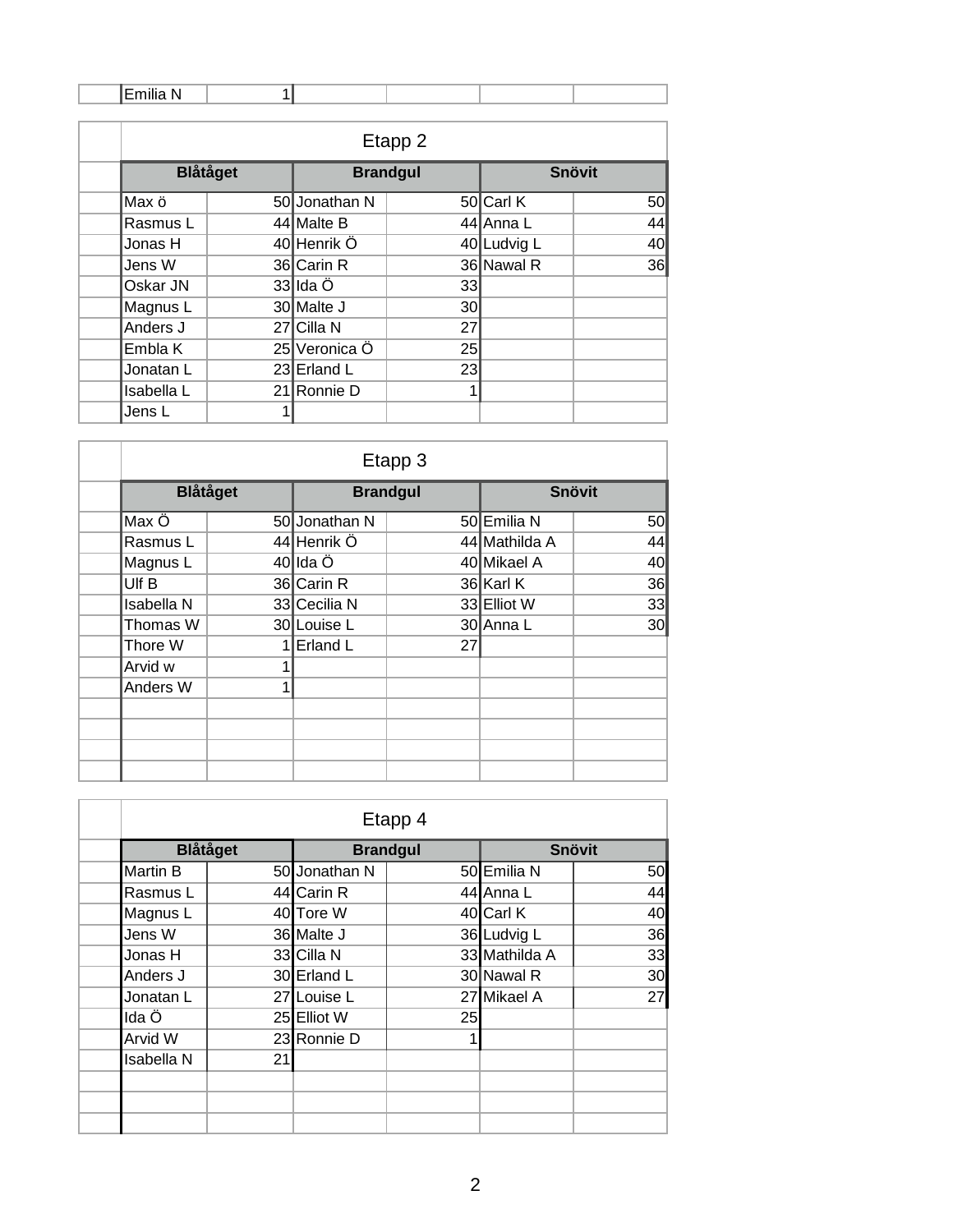| Emilia N | 1 | | | | |
|---|---|---|---|---|---|

## Etapp 2

| Blåtåget | | Brandgul | | Snövit | |
|---|---|---|---|---|---|
| Max ö | 50 | Jonathan N | 50 | Carl K | 50 |
| Rasmus L | 44 | Malte B | 44 | Anna L | 44 |
| Jonas H | 40 | Henrik Ö | 40 | Ludvig L | 40 |
| Jens W | 36 | Carin R | 36 | Nawal R | 36 |
| Oskar JN | 33 | Ida Ö | 33 | | |
| Magnus L | 30 | Malte J | 30 | | |
| Anders J | 27 | Cilla N | 27 | | |
| Embla K | 25 | Veronica Ö | 25 | | |
| Jonatan L | 23 | Erland L | 23 | | |
| Isabella L | 21 | Ronnie D | 1 | | |
| Jens L | 1 | | | | |

## Etapp 3

| Blåtåget | | Brandgul | | Snövit | |
|---|---|---|---|---|---|
| Max Ö | 50 | Jonathan N | 50 | Emilia N | 50 |
| Rasmus L | 44 | Henrik Ö | 44 | Mathilda A | 44 |
| Magnus L | 40 | Ida Ö | 40 | Mikael A | 40 |
| Ulf B | 36 | Carin R | 36 | Karl K | 36 |
| Isabella N | 33 | Cecilia N | 33 | Elliot W | 33 |
| Thomas W | 30 | Louise L | 30 | Anna L | 30 |
| Thore W | 1 | Erland L | 27 | | |
| Arvid w | 1 | | | | |
| Anders W | 1 | | | | |

## Etapp 4

| Blåtåget | | Brandgul | | Snövit | |
|---|---|---|---|---|---|
| Martin B | 50 | Jonathan N | 50 | Emilia N | 50 |
| Rasmus L | 44 | Carin R | 44 | Anna L | 44 |
| Magnus L | 40 | Tore W | 40 | Carl K | 40 |
| Jens W | 36 | Malte J | 36 | Ludvig L | 36 |
| Jonas H | 33 | Cilla N | 33 | Mathilda A | 33 |
| Anders J | 30 | Erland L | 30 | Nawal R | 30 |
| Jonatan L | 27 | Louise L | 27 | Mikael A | 27 |
| Ida Ö | 25 | Elliot W | 25 | | |
| Arvid W | 23 | Ronnie D | 1 | | |
| Isabella N | 21 | | | | |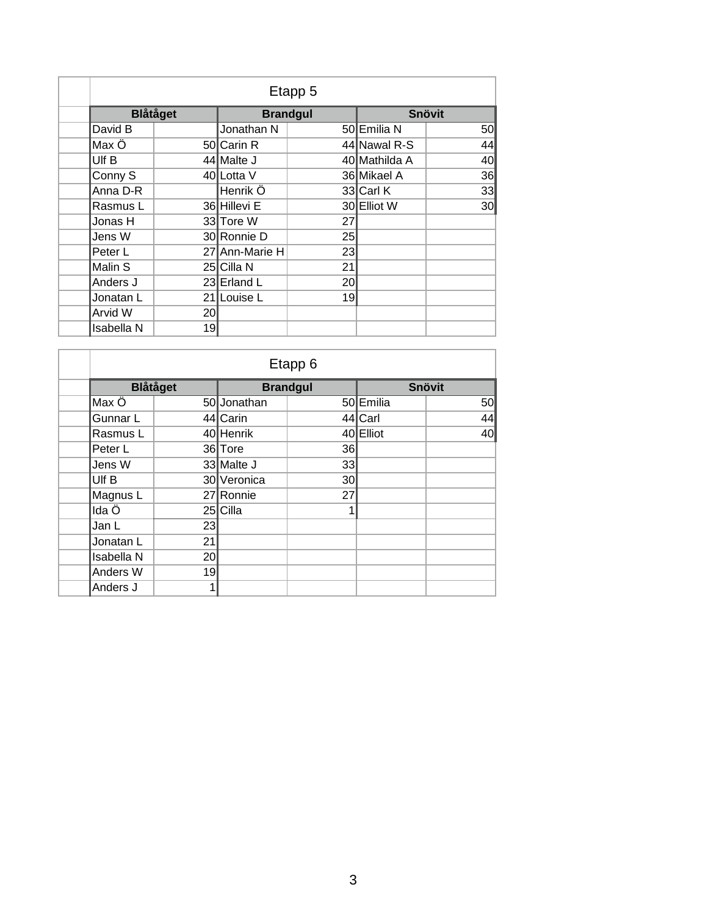## Etapp 5

| Blåtåget | | Brandgul | | Snövit | |
|---|---|---|---|---|---|
| David B | | Jonathan N | 50 | Emilia N | 50 |
| Max Ö | 50 | Carin R | 44 | Nawal R-S | 44 |
| Ulf B | 44 | Malte J | 40 | Mathilda A | 40 |
| Conny S | 40 | Lotta V | 36 | Mikael A | 36 |
| Anna D-R | | Henrik Ö | 33 | Carl K | 33 |
| Rasmus L | 36 | Hillevi E | 30 | Elliot W | 30 |
| Jonas H | 33 | Tore W | 27 | | |
| Jens W | 30 | Ronnie D | 25 | | |
| Peter L | 27 | Ann-Marie H | 23 | | |
| Malin S | 25 | Cilla N | 21 | | |
| Anders J | 23 | Erland L | 20 | | |
| Jonatan L | 21 | Louise L | 19 | | |
| Arvid W | 20 | | | | |
| Isabella N | 19 | | | | |

## Etapp 6

| Blåtåget | | Brandgul | | Snövit | |
|---|---|---|---|---|---|
| Max Ö | 50 | Jonathan | 50 | Emilia | 50 |
| Gunnar L | 44 | Carin | 44 | Carl | 44 |
| Rasmus L | 40 | Henrik | 40 | Elliot | 40 |
| Peter L | 36 | Tore | 36 | | |
| Jens W | 33 | Malte J | 33 | | |
| Ulf B | 30 | Veronica | 30 | | |
| Magnus L | 27 | Ronnie | 27 | | |
| Ida Ö | 25 | Cilla | 1 | | |
| Jan L | 23 | | | | |
| Jonatan L | 21 | | | | |
| Isabella N | 20 | | | | |
| Anders W | 19 | | | | |
| Anders J | 1 | | | | |